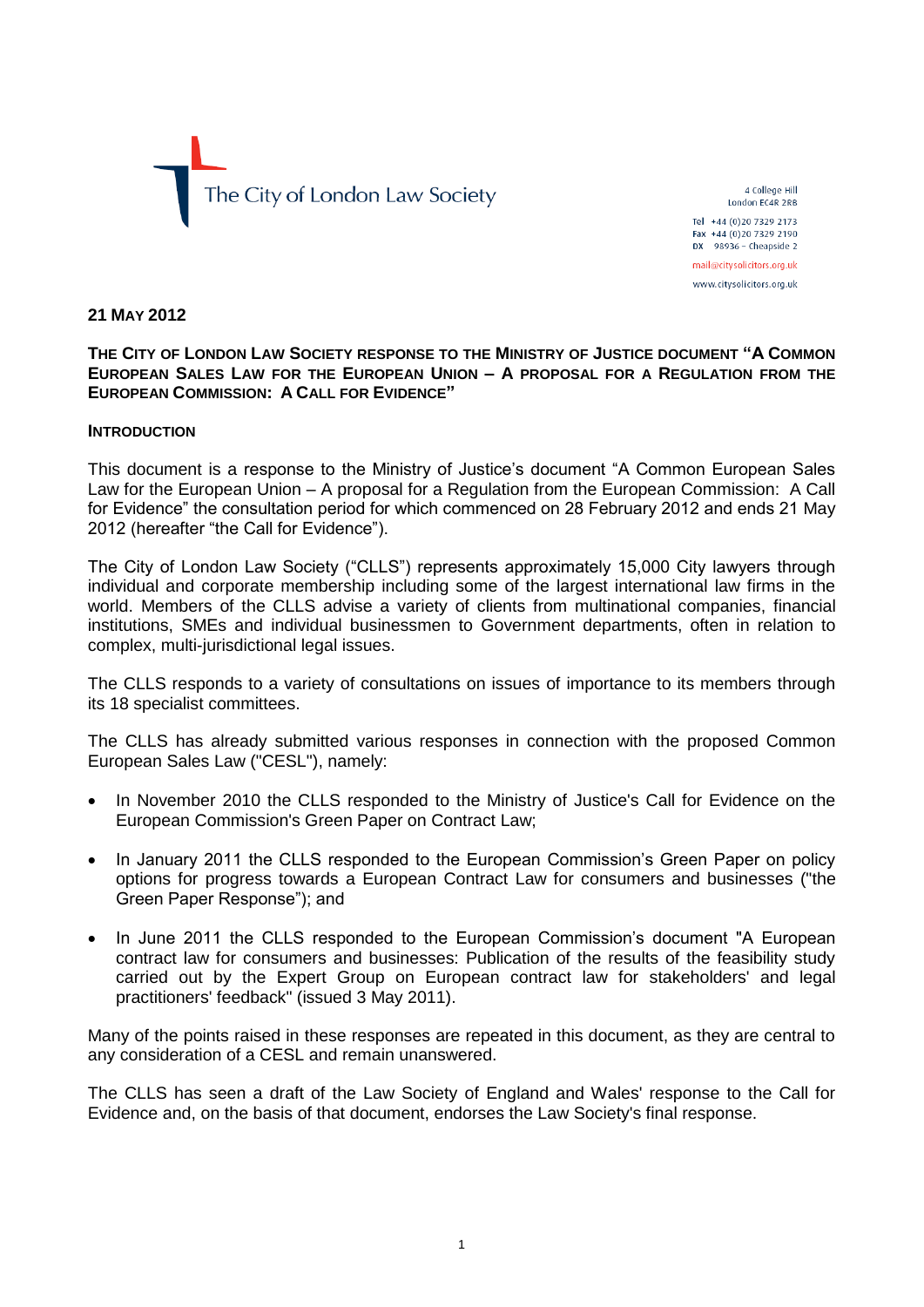The City of London Law Society

4 College Hill
London EC4R 2RB

Tel +44 (0)20 7329 2173
Fax +44 (0)20 7329 2190
DX 98936 – Cheapside 2

mail@citysolicitors.org.uk
www.citysolicitors.org.uk

**21 MAY 2012**

**THE CITY OF LONDON LAW SOCIETY RESPONSE TO THE MINISTRY OF JUSTICE DOCUMENT "A COMMON EUROPEAN SALES LAW FOR THE EUROPEAN UNION – A PROPOSAL FOR A REGULATION FROM THE EUROPEAN COMMISSION: A CALL FOR EVIDENCE"**

## INTRODUCTION

This document is a response to the Ministry of Justice's document "A Common European Sales Law for the European Union – A proposal for a Regulation from the European Commission: A Call for Evidence" the consultation period for which commenced on 28 February 2012 and ends 21 May 2012 (hereafter "the Call for Evidence").

The City of London Law Society ("CLLS") represents approximately 15,000 City lawyers through individual and corporate membership including some of the largest international law firms in the world. Members of the CLLS advise a variety of clients from multinational companies, financial institutions, SMEs and individual businessmen to Government departments, often in relation to complex, multi-jurisdictional legal issues.

The CLLS responds to a variety of consultations on issues of importance to its members through its 18 specialist committees.

The CLLS has already submitted various responses in connection with the proposed Common European Sales Law ("CESL"), namely:

- In November 2010 the CLLS responded to the Ministry of Justice's Call for Evidence on the European Commission's Green Paper on Contract Law;
- In January 2011 the CLLS responded to the European Commission's Green Paper on policy options for progress towards a European Contract Law for consumers and businesses ("the Green Paper Response"); and
- In June 2011 the CLLS responded to the European Commission's document "A European contract law for consumers and businesses: Publication of the results of the feasibility study carried out by the Expert Group on European contract law for stakeholders' and legal practitioners' feedback" (issued 3 May 2011).

Many of the points raised in these responses are repeated in this document, as they are central to any consideration of a CESL and remain unanswered.

The CLLS has seen a draft of the Law Society of England and Wales' response to the Call for Evidence and, on the basis of that document, endorses the Law Society's final response.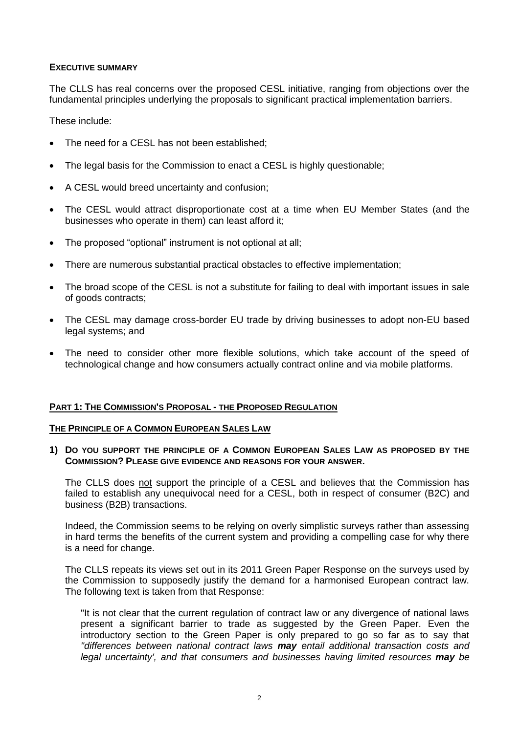**EXECUTIVE SUMMARY**

The CLLS has real concerns over the proposed CESL initiative, ranging from objections over the fundamental principles underlying the proposals to significant practical implementation barriers.

These include:

- The need for a CESL has not been established;
- The legal basis for the Commission to enact a CESL is highly questionable;
- A CESL would breed uncertainty and confusion;
- The CESL would attract disproportionate cost at a time when EU Member States (and the businesses who operate in them) can least afford it;
- The proposed "optional" instrument is not optional at all;
- There are numerous substantial practical obstacles to effective implementation;
- The broad scope of the CESL is not a substitute for failing to deal with important issues in sale of goods contracts;
- The CESL may damage cross-border EU trade by driving businesses to adopt non-EU based legal systems; and
- The need to consider other more flexible solutions, which take account of the speed of technological change and how consumers actually contract online and via mobile platforms.

## PART 1: THE COMMISSION'S PROPOSAL - THE PROPOSED REGULATION

### THE PRINCIPLE OF A COMMON EUROPEAN SALES LAW

**1) DO YOU SUPPORT THE PRINCIPLE OF A COMMON EUROPEAN SALES LAW AS PROPOSED BY THE COMMISSION? PLEASE GIVE EVIDENCE AND REASONS FOR YOUR ANSWER.**

The CLLS does not support the principle of a CESL and believes that the Commission has failed to establish any unequivocal need for a CESL, both in respect of consumer (B2C) and business (B2B) transactions.

Indeed, the Commission seems to be relying on overly simplistic surveys rather than assessing in hard terms the benefits of the current system and providing a compelling case for why there is a need for change.

The CLLS repeats its views set out in its 2011 Green Paper Response on the surveys used by the Commission to supposedly justify the demand for a harmonised European contract law. The following text is taken from that Response:

"It is not clear that the current regulation of contract law or any divergence of national laws present a significant barrier to trade as suggested by the Green Paper. Even the introductory section to the Green Paper is only prepared to go so far as to say that *"differences between national contract laws **may** entail additional transaction costs and legal uncertainty', and that consumers and businesses having limited resources **may** be*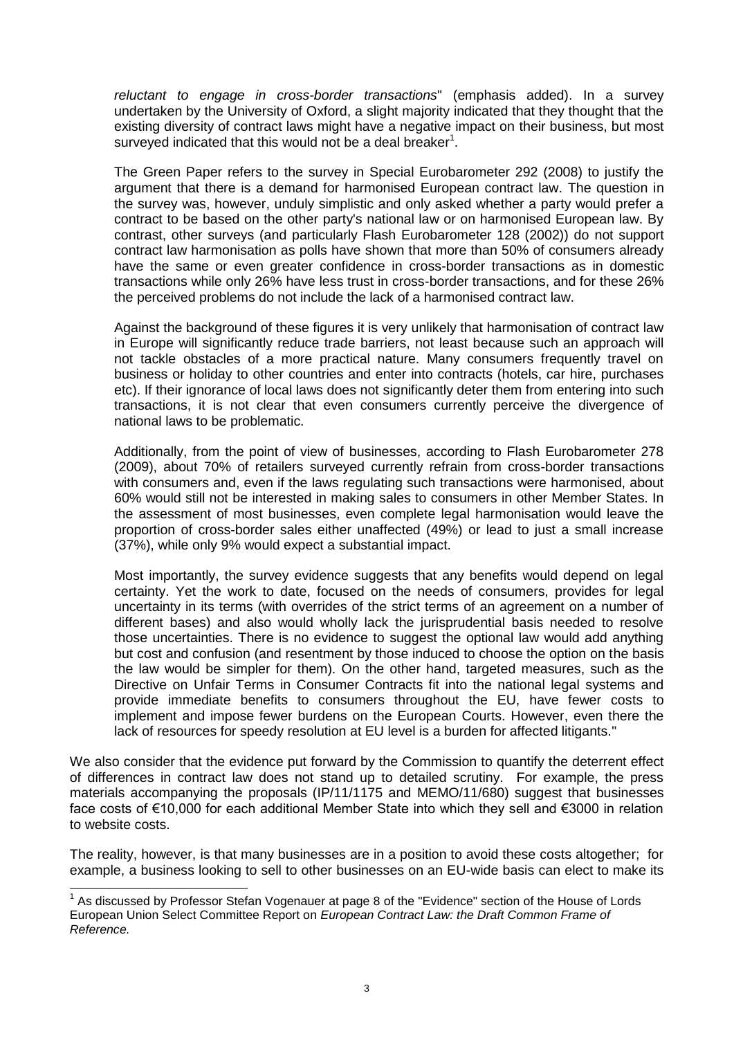*reluctant to engage in cross-border transactions*" (emphasis added). In a survey undertaken by the University of Oxford, a slight majority indicated that they thought that the existing diversity of contract laws might have a negative impact on their business, but most surveyed indicated that this would not be a deal breaker[1].

> The Green Paper refers to the survey in Special Eurobarometer 292 (2008) to justify the argument that there is a demand for harmonised European contract law. The question in the survey was, however, unduly simplistic and only asked whether a party would prefer a contract to be based on the other party's national law or on harmonised European law. By contrast, other surveys (and particularly Flash Eurobarometer 128 (2002)) do not support contract law harmonisation as polls have shown that more than 50% of consumers already have the same or even greater confidence in cross-border transactions as in domestic transactions while only 26% have less trust in cross-border transactions, and for these 26% the perceived problems do not include the lack of a harmonised contract law.
>
> Against the background of these figures it is very unlikely that harmonisation of contract law in Europe will significantly reduce trade barriers, not least because such an approach will not tackle obstacles of a more practical nature. Many consumers frequently travel on business or holiday to other countries and enter into contracts (hotels, car hire, purchases etc). If their ignorance of local laws does not significantly deter them from entering into such transactions, it is not clear that even consumers currently perceive the divergence of national laws to be problematic.
>
> Additionally, from the point of view of businesses, according to Flash Eurobarometer 278 (2009), about 70% of retailers surveyed currently refrain from cross-border transactions with consumers and, even if the laws regulating such transactions were harmonised, about 60% would still not be interested in making sales to consumers in other Member States. In the assessment of most businesses, even complete legal harmonisation would leave the proportion of cross-border sales either unaffected (49%) or lead to just a small increase (37%), while only 9% would expect a substantial impact.
>
> Most importantly, the survey evidence suggests that any benefits would depend on legal certainty. Yet the work to date, focused on the needs of consumers, provides for legal uncertainty in its terms (with overrides of the strict terms of an agreement on a number of different bases) and also would wholly lack the jurisprudential basis needed to resolve those uncertainties. There is no evidence to suggest the optional law would add anything but cost and confusion (and resentment by those induced to choose the option on the basis the law would be simpler for them). On the other hand, targeted measures, such as the Directive on Unfair Terms in Consumer Contracts fit into the national legal systems and provide immediate benefits to consumers throughout the EU, have fewer costs to implement and impose fewer burdens on the European Courts. However, even there the lack of resources for speedy resolution at EU level is a burden for affected litigants."

We also consider that the evidence put forward by the Commission to quantify the deterrent effect of differences in contract law does not stand up to detailed scrutiny. For example, the press materials accompanying the proposals (IP/11/1175 and MEMO/11/680) suggest that businesses face costs of €10,000 for each additional Member State into which they sell and €3000 in relation to website costs.

The reality, however, is that many businesses are in a position to avoid these costs altogether; for example, a business looking to sell to other businesses on an EU-wide basis can elect to make its

[1] As discussed by Professor Stefan Vogenauer at page 8 of the "Evidence" section of the House of Lords European Union Select Committee Report on *European Contract Law: the Draft Common Frame of Reference.*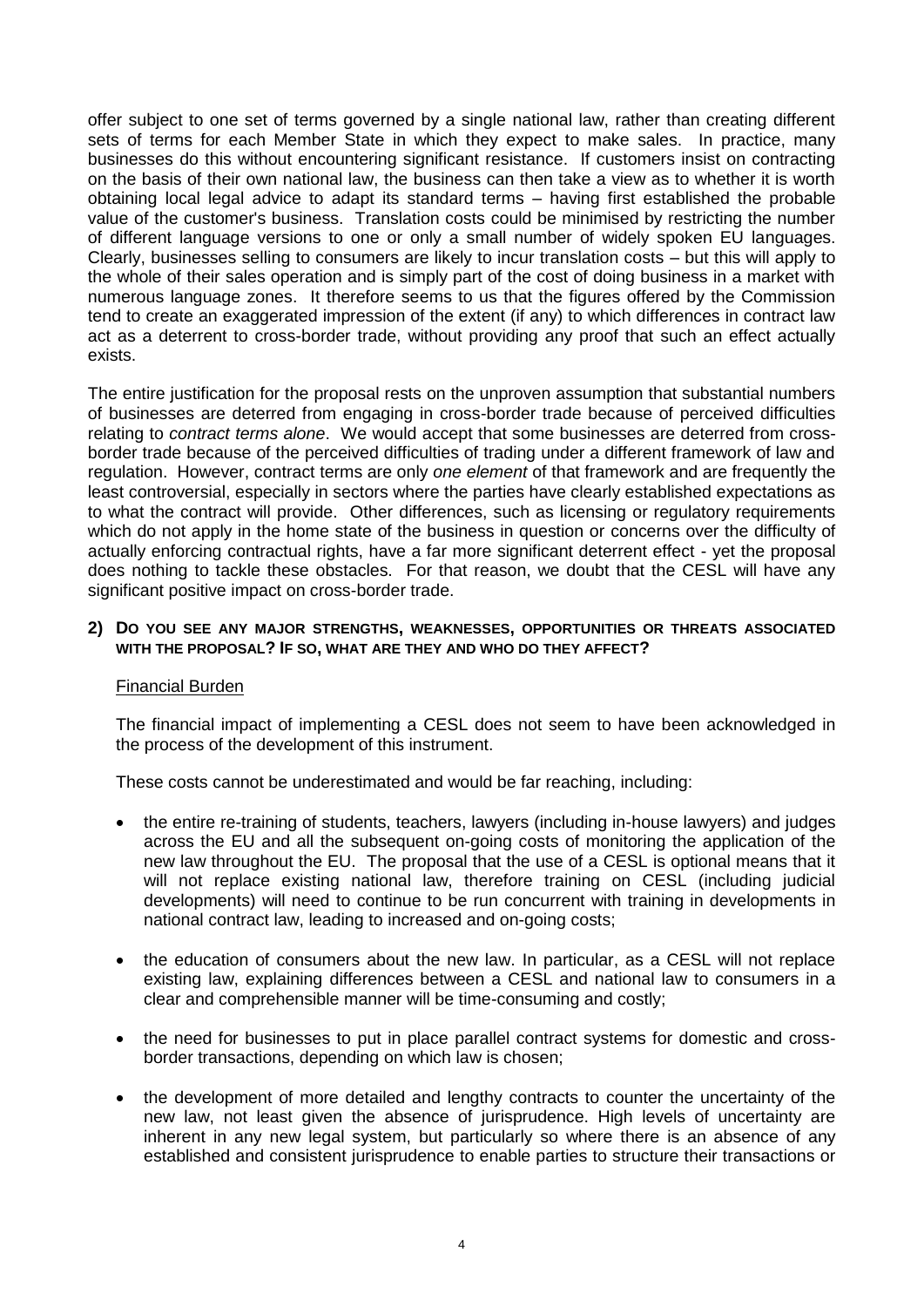offer subject to one set of terms governed by a single national law, rather than creating different sets of terms for each Member State in which they expect to make sales. In practice, many businesses do this without encountering significant resistance. If customers insist on contracting on the basis of their own national law, the business can then take a view as to whether it is worth obtaining local legal advice to adapt its standard terms – having first established the probable value of the customer's business. Translation costs could be minimised by restricting the number of different language versions to one or only a small number of widely spoken EU languages. Clearly, businesses selling to consumers are likely to incur translation costs – but this will apply to the whole of their sales operation and is simply part of the cost of doing business in a market with numerous language zones. It therefore seems to us that the figures offered by the Commission tend to create an exaggerated impression of the extent (if any) to which differences in contract law act as a deterrent to cross-border trade, without providing any proof that such an effect actually exists.

The entire justification for the proposal rests on the unproven assumption that substantial numbers of businesses are deterred from engaging in cross-border trade because of perceived difficulties relating to *contract terms alone*. We would accept that some businesses are deterred from cross-border trade because of the perceived difficulties of trading under a different framework of law and regulation. However, contract terms are only *one element* of that framework and are frequently the least controversial, especially in sectors where the parties have clearly established expectations as to what the contract will provide. Other differences, such as licensing or regulatory requirements which do not apply in the home state of the business in question or concerns over the difficulty of actually enforcing contractual rights, have a far more significant deterrent effect - yet the proposal does nothing to tackle these obstacles. For that reason, we doubt that the CESL will have any significant positive impact on cross-border trade.

**2) DO YOU SEE ANY MAJOR STRENGTHS, WEAKNESSES, OPPORTUNITIES OR THREATS ASSOCIATED WITH THE PROPOSAL? IF SO, WHAT ARE THEY AND WHO DO THEY AFFECT?**

Financial Burden

The financial impact of implementing a CESL does not seem to have been acknowledged in the process of the development of this instrument.

These costs cannot be underestimated and would be far reaching, including:

- the entire re-training of students, teachers, lawyers (including in-house lawyers) and judges across the EU and all the subsequent on-going costs of monitoring the application of the new law throughout the EU. The proposal that the use of a CESL is optional means that it will not replace existing national law, therefore training on CESL (including judicial developments) will need to continue to be run concurrent with training in developments in national contract law, leading to increased and on-going costs;

- the education of consumers about the new law. In particular, as a CESL will not replace existing law, explaining differences between a CESL and national law to consumers in a clear and comprehensible manner will be time-consuming and costly;

- the need for businesses to put in place parallel contract systems for domestic and cross-border transactions, depending on which law is chosen;

- the development of more detailed and lengthy contracts to counter the uncertainty of the new law, not least given the absence of jurisprudence. High levels of uncertainty are inherent in any new legal system, but particularly so where there is an absence of any established and consistent jurisprudence to enable parties to structure their transactions or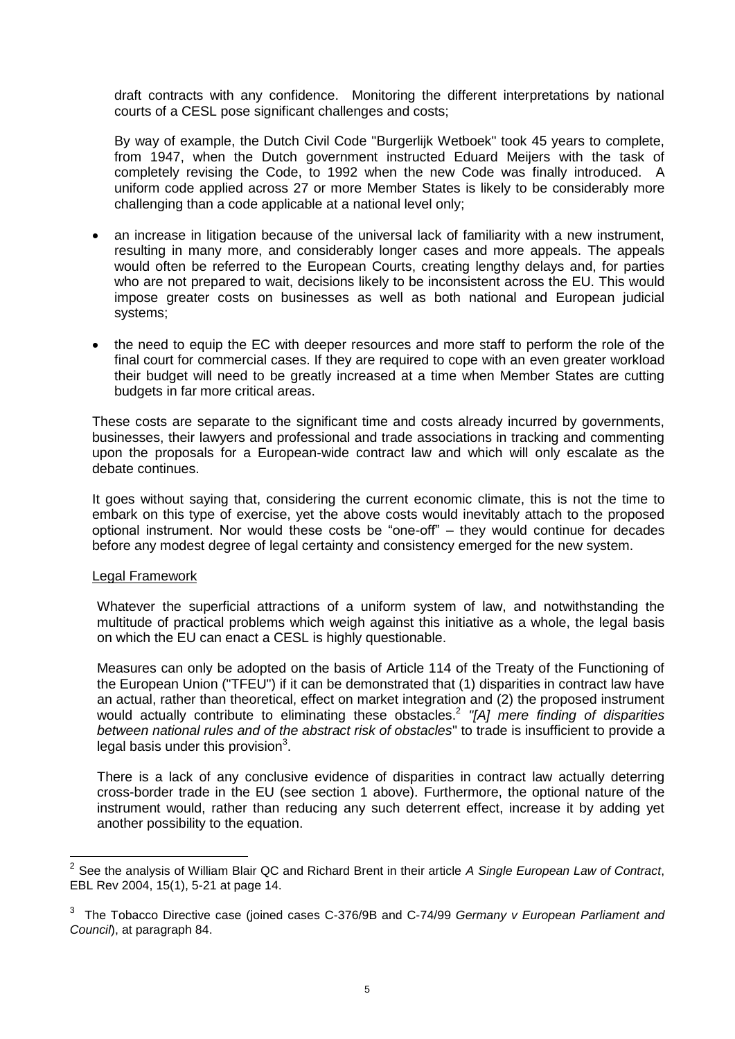draft contracts with any confidence. Monitoring the different interpretations by national courts of a CESL pose significant challenges and costs;

By way of example, the Dutch Civil Code "Burgerlijk Wetboek" took 45 years to complete, from 1947, when the Dutch government instructed Eduard Meijers with the task of completely revising the Code, to 1992 when the new Code was finally introduced. A uniform code applied across 27 or more Member States is likely to be considerably more challenging than a code applicable at a national level only;

- an increase in litigation because of the universal lack of familiarity with a new instrument, resulting in many more, and considerably longer cases and more appeals. The appeals would often be referred to the European Courts, creating lengthy delays and, for parties who are not prepared to wait, decisions likely to be inconsistent across the EU. This would impose greater costs on businesses as well as both national and European judicial systems;
- the need to equip the EC with deeper resources and more staff to perform the role of the final court for commercial cases. If they are required to cope with an even greater workload their budget will need to be greatly increased at a time when Member States are cutting budgets in far more critical areas.

These costs are separate to the significant time and costs already incurred by governments, businesses, their lawyers and professional and trade associations in tracking and commenting upon the proposals for a European-wide contract law and which will only escalate as the debate continues.

It goes without saying that, considering the current economic climate, this is not the time to embark on this type of exercise, yet the above costs would inevitably attach to the proposed optional instrument. Nor would these costs be "one-off" – they would continue for decades before any modest degree of legal certainty and consistency emerged for the new system.

Legal Framework

Whatever the superficial attractions of a uniform system of law, and notwithstanding the multitude of practical problems which weigh against this initiative as a whole, the legal basis on which the EU can enact a CESL is highly questionable.

Measures can only be adopted on the basis of Article 114 of the Treaty of the Functioning of the European Union ("TFEU") if it can be demonstrated that (1) disparities in contract law have an actual, rather than theoretical, effect on market integration and (2) the proposed instrument would actually contribute to eliminating these obstacles.[2] *"[A] mere finding of disparities between national rules and of the abstract risk of obstacles"* to trade is insufficient to provide a legal basis under this provision[3].

There is a lack of any conclusive evidence of disparities in contract law actually deterring cross-border trade in the EU (see section 1 above). Furthermore, the optional nature of the instrument would, rather than reducing any such deterrent effect, increase it by adding yet another possibility to the equation.

---

[2] See the analysis of William Blair QC and Richard Brent in their article *A Single European Law of Contract*, EBL Rev 2004, 15(1), 5-21 at page 14.

[3] The Tobacco Directive case (joined cases C-376/9B and C-74/99 *Germany v European Parliament and Council*), at paragraph 84.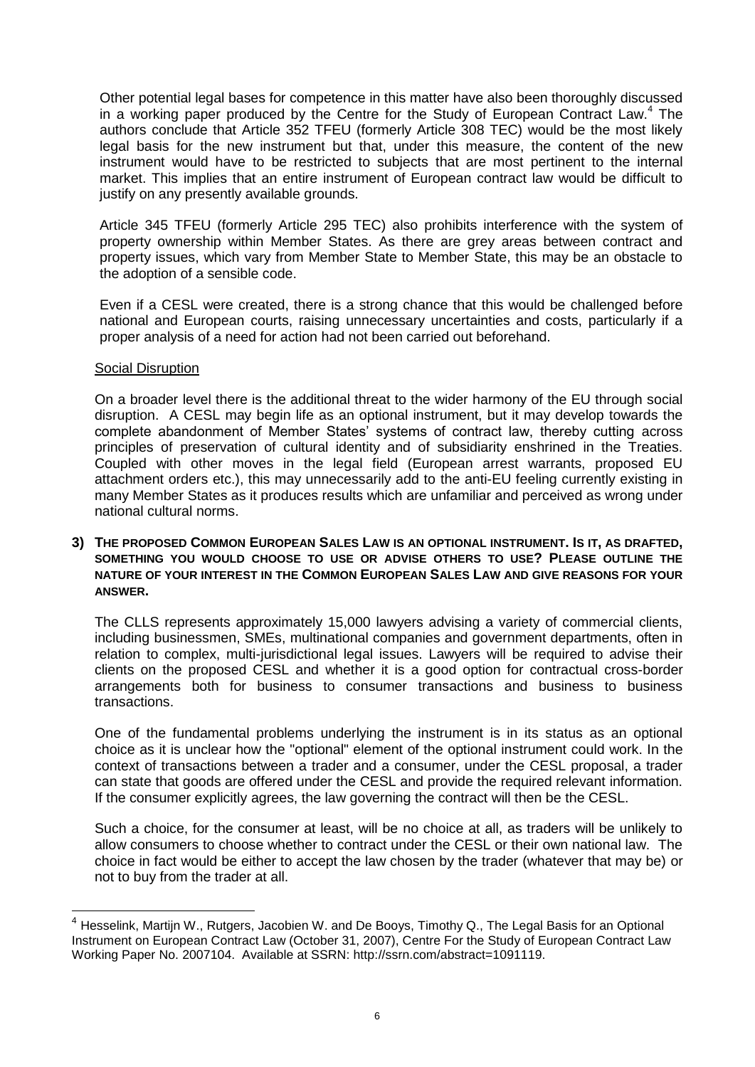Other potential legal bases for competence in this matter have also been thoroughly discussed in a working paper produced by the Centre for the Study of European Contract Law.[4] The authors conclude that Article 352 TFEU (formerly Article 308 TEC) would be the most likely legal basis for the new instrument but that, under this measure, the content of the new instrument would have to be restricted to subjects that are most pertinent to the internal market. This implies that an entire instrument of European contract law would be difficult to justify on any presently available grounds.

Article 345 TFEU (formerly Article 295 TEC) also prohibits interference with the system of property ownership within Member States. As there are grey areas between contract and property issues, which vary from Member State to Member State, this may be an obstacle to the adoption of a sensible code.

Even if a CESL were created, there is a strong chance that this would be challenged before national and European courts, raising unnecessary uncertainties and costs, particularly if a proper analysis of a need for action had not been carried out beforehand.

Social Disruption

On a broader level there is the additional threat to the wider harmony of the EU through social disruption. A CESL may begin life as an optional instrument, but it may develop towards the complete abandonment of Member States' systems of contract law, thereby cutting across principles of preservation of cultural identity and of subsidiarity enshrined in the Treaties. Coupled with other moves in the legal field (European arrest warrants, proposed EU attachment orders etc.), this may unnecessarily add to the anti-EU feeling currently existing in many Member States as it produces results which are unfamiliar and perceived as wrong under national cultural norms.

**3) THE PROPOSED COMMON EUROPEAN SALES LAW IS AN OPTIONAL INSTRUMENT. IS IT, AS DRAFTED, SOMETHING YOU WOULD CHOOSE TO USE OR ADVISE OTHERS TO USE? PLEASE OUTLINE THE NATURE OF YOUR INTEREST IN THE COMMON EUROPEAN SALES LAW AND GIVE REASONS FOR YOUR ANSWER.**

The CLLS represents approximately 15,000 lawyers advising a variety of commercial clients, including businessmen, SMEs, multinational companies and government departments, often in relation to complex, multi-jurisdictional legal issues. Lawyers will be required to advise their clients on the proposed CESL and whether it is a good option for contractual cross-border arrangements both for business to consumer transactions and business to business transactions.

One of the fundamental problems underlying the instrument is in its status as an optional choice as it is unclear how the "optional" element of the optional instrument could work. In the context of transactions between a trader and a consumer, under the CESL proposal, a trader can state that goods are offered under the CESL and provide the required relevant information. If the consumer explicitly agrees, the law governing the contract will then be the CESL.

Such a choice, for the consumer at least, will be no choice at all, as traders will be unlikely to allow consumers to choose whether to contract under the CESL or their own national law. The choice in fact would be either to accept the law chosen by the trader (whatever that may be) or not to buy from the trader at all.

---

[4] Hesselink, Martijn W., Rutgers, Jacobien W. and De Booys, Timothy Q., The Legal Basis for an Optional Instrument on European Contract Law (October 31, 2007), Centre For the Study of European Contract Law Working Paper No. 2007104. Available at SSRN: http://ssrn.com/abstract=1091119.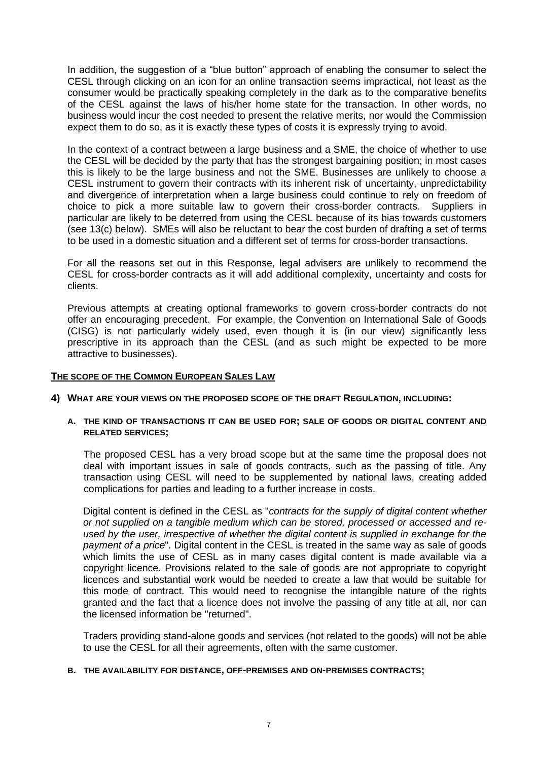In addition, the suggestion of a "blue button" approach of enabling the consumer to select the CESL through clicking on an icon for an online transaction seems impractical, not least as the consumer would be practically speaking completely in the dark as to the comparative benefits of the CESL against the laws of his/her home state for the transaction. In other words, no business would incur the cost needed to present the relative merits, nor would the Commission expect them to do so, as it is exactly these types of costs it is expressly trying to avoid.

In the context of a contract between a large business and a SME, the choice of whether to use the CESL will be decided by the party that has the strongest bargaining position; in most cases this is likely to be the large business and not the SME. Businesses are unlikely to choose a CESL instrument to govern their contracts with its inherent risk of uncertainty, unpredictability and divergence of interpretation when a large business could continue to rely on freedom of choice to pick a more suitable law to govern their cross-border contracts. Suppliers in particular are likely to be deterred from using the CESL because of its bias towards customers (see 13(c) below). SMEs will also be reluctant to bear the cost burden of drafting a set of terms to be used in a domestic situation and a different set of terms for cross-border transactions.

For all the reasons set out in this Response, legal advisers are unlikely to recommend the CESL for cross-border contracts as it will add additional complexity, uncertainty and costs for clients.

Previous attempts at creating optional frameworks to govern cross-border contracts do not offer an encouraging precedent. For example, the Convention on International Sale of Goods (CISG) is not particularly widely used, even though it is (in our view) significantly less prescriptive in its approach than the CESL (and as such might be expected to be more attractive to businesses).

## THE SCOPE OF THE COMMON EUROPEAN SALES LAW

### 4) WHAT ARE YOUR VIEWS ON THE PROPOSED SCOPE OF THE DRAFT REGULATION, INCLUDING:

#### A. THE KIND OF TRANSACTIONS IT CAN BE USED FOR; SALE OF GOODS OR DIGITAL CONTENT AND RELATED SERVICES;

The proposed CESL has a very broad scope but at the same time the proposal does not deal with important issues in sale of goods contracts, such as the passing of title. Any transaction using CESL will need to be supplemented by national laws, creating added complications for parties and leading to a further increase in costs.

Digital content is defined in the CESL as "*contracts for the supply of digital content whether or not supplied on a tangible medium which can be stored, processed or accessed and re-used by the user, irrespective of whether the digital content is supplied in exchange for the payment of a price*". Digital content in the CESL is treated in the same way as sale of goods which limits the use of CESL as in many cases digital content is made available via a copyright licence. Provisions related to the sale of goods are not appropriate to copyright licences and substantial work would be needed to create a law that would be suitable for this mode of contract. This would need to recognise the intangible nature of the rights granted and the fact that a licence does not involve the passing of any title at all, nor can the licensed information be "returned".

Traders providing stand-alone goods and services (not related to the goods) will not be able to use the CESL for all their agreements, often with the same customer.

#### B. THE AVAILABILITY FOR DISTANCE, OFF-PREMISES AND ON-PREMISES CONTRACTS;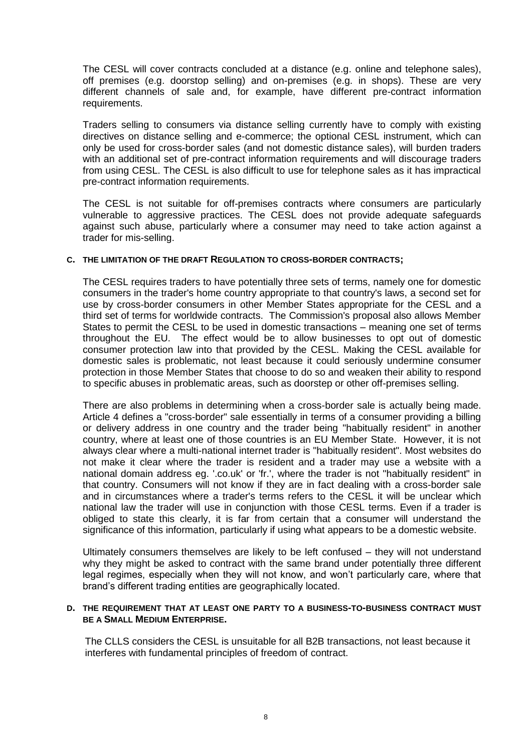The CESL will cover contracts concluded at a distance (e.g. online and telephone sales), off premises (e.g. doorstop selling) and on-premises (e.g. in shops). These are very different channels of sale and, for example, have different pre-contract information requirements.

Traders selling to consumers via distance selling currently have to comply with existing directives on distance selling and e-commerce; the optional CESL instrument, which can only be used for cross-border sales (and not domestic distance sales), will burden traders with an additional set of pre-contract information requirements and will discourage traders from using CESL. The CESL is also difficult to use for telephone sales as it has impractical pre-contract information requirements.

The CESL is not suitable for off-premises contracts where consumers are particularly vulnerable to aggressive practices. The CESL does not provide adequate safeguards against such abuse, particularly where a consumer may need to take action against a trader for mis-selling.

#### C. THE LIMITATION OF THE DRAFT REGULATION TO CROSS-BORDER CONTRACTS;

The CESL requires traders to have potentially three sets of terms, namely one for domestic consumers in the trader's home country appropriate to that country's laws, a second set for use by cross-border consumers in other Member States appropriate for the CESL and a third set of terms for worldwide contracts. The Commission's proposal also allows Member States to permit the CESL to be used in domestic transactions – meaning one set of terms throughout the EU. The effect would be to allow businesses to opt out of domestic consumer protection law into that provided by the CESL. Making the CESL available for domestic sales is problematic, not least because it could seriously undermine consumer protection in those Member States that choose to do so and weaken their ability to respond to specific abuses in problematic areas, such as doorstep or other off-premises selling.

There are also problems in determining when a cross-border sale is actually being made. Article 4 defines a "cross-border" sale essentially in terms of a consumer providing a billing or delivery address in one country and the trader being "habitually resident" in another country, where at least one of those countries is an EU Member State. However, it is not always clear where a multi-national internet trader is "habitually resident". Most websites do not make it clear where the trader is resident and a trader may use a website with a national domain address eg. '.co.uk' or 'fr.', where the trader is not "habitually resident" in that country. Consumers will not know if they are in fact dealing with a cross-border sale and in circumstances where a trader's terms refers to the CESL it will be unclear which national law the trader will use in conjunction with those CESL terms. Even if a trader is obliged to state this clearly, it is far from certain that a consumer will understand the significance of this information, particularly if using what appears to be a domestic website.

Ultimately consumers themselves are likely to be left confused – they will not understand why they might be asked to contract with the same brand under potentially three different legal regimes, especially when they will not know, and won't particularly care, where that brand's different trading entities are geographically located.

#### D. THE REQUIREMENT THAT AT LEAST ONE PARTY TO A BUSINESS-TO-BUSINESS CONTRACT MUST BE A SMALL MEDIUM ENTERPRISE.

The CLLS considers the CESL is unsuitable for all B2B transactions, not least because it interferes with fundamental principles of freedom of contract.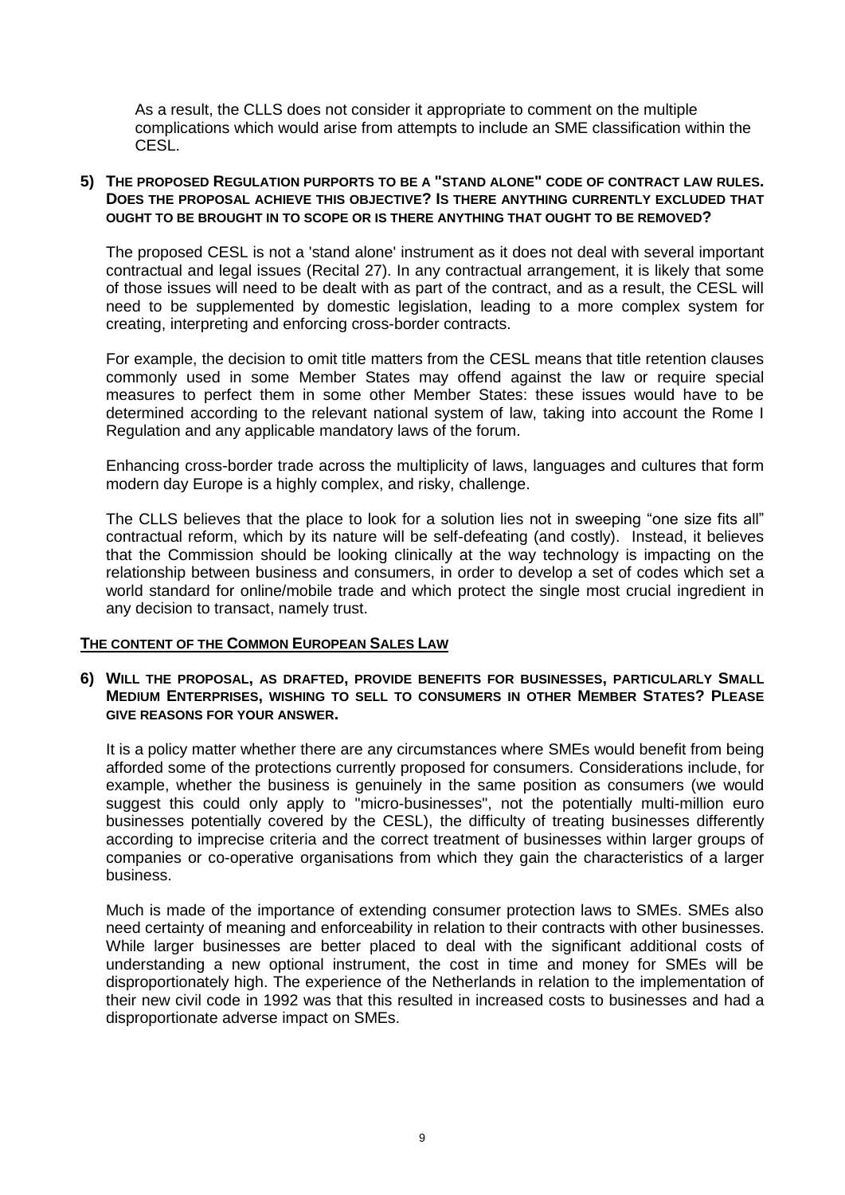As a result, the CLLS does not consider it appropriate to comment on the multiple complications which would arise from attempts to include an SME classification within the CESL.

**5) THE PROPOSED REGULATION PURPORTS TO BE A "STAND ALONE" CODE OF CONTRACT LAW RULES. DOES THE PROPOSAL ACHIEVE THIS OBJECTIVE? IS THERE ANYTHING CURRENTLY EXCLUDED THAT OUGHT TO BE BROUGHT IN TO SCOPE OR IS THERE ANYTHING THAT OUGHT TO BE REMOVED?**

The proposed CESL is not a 'stand alone' instrument as it does not deal with several important contractual and legal issues (Recital 27). In any contractual arrangement, it is likely that some of those issues will need to be dealt with as part of the contract, and as a result, the CESL will need to be supplemented by domestic legislation, leading to a more complex system for creating, interpreting and enforcing cross-border contracts.

For example, the decision to omit title matters from the CESL means that title retention clauses commonly used in some Member States may offend against the law or require special measures to perfect them in some other Member States: these issues would have to be determined according to the relevant national system of law, taking into account the Rome I Regulation and any applicable mandatory laws of the forum.

Enhancing cross-border trade across the multiplicity of laws, languages and cultures that form modern day Europe is a highly complex, and risky, challenge.

The CLLS believes that the place to look for a solution lies not in sweeping "one size fits all" contractual reform, which by its nature will be self-defeating (and costly). Instead, it believes that the Commission should be looking clinically at the way technology is impacting on the relationship between business and consumers, in order to develop a set of codes which set a world standard for online/mobile trade and which protect the single most crucial ingredient in any decision to transact, namely trust.

## THE CONTENT OF THE COMMON EUROPEAN SALES LAW

**6) WILL THE PROPOSAL, AS DRAFTED, PROVIDE BENEFITS FOR BUSINESSES, PARTICULARLY SMALL MEDIUM ENTERPRISES, WISHING TO SELL TO CONSUMERS IN OTHER MEMBER STATES? PLEASE GIVE REASONS FOR YOUR ANSWER.**

It is a policy matter whether there are any circumstances where SMEs would benefit from being afforded some of the protections currently proposed for consumers. Considerations include, for example, whether the business is genuinely in the same position as consumers (we would suggest this could only apply to "micro-businesses", not the potentially multi-million euro businesses potentially covered by the CESL), the difficulty of treating businesses differently according to imprecise criteria and the correct treatment of businesses within larger groups of companies or co-operative organisations from which they gain the characteristics of a larger business.

Much is made of the importance of extending consumer protection laws to SMEs. SMEs also need certainty of meaning and enforceability in relation to their contracts with other businesses. While larger businesses are better placed to deal with the significant additional costs of understanding a new optional instrument, the cost in time and money for SMEs will be disproportionately high. The experience of the Netherlands in relation to the implementation of their new civil code in 1992 was that this resulted in increased costs to businesses and had a disproportionate adverse impact on SMEs.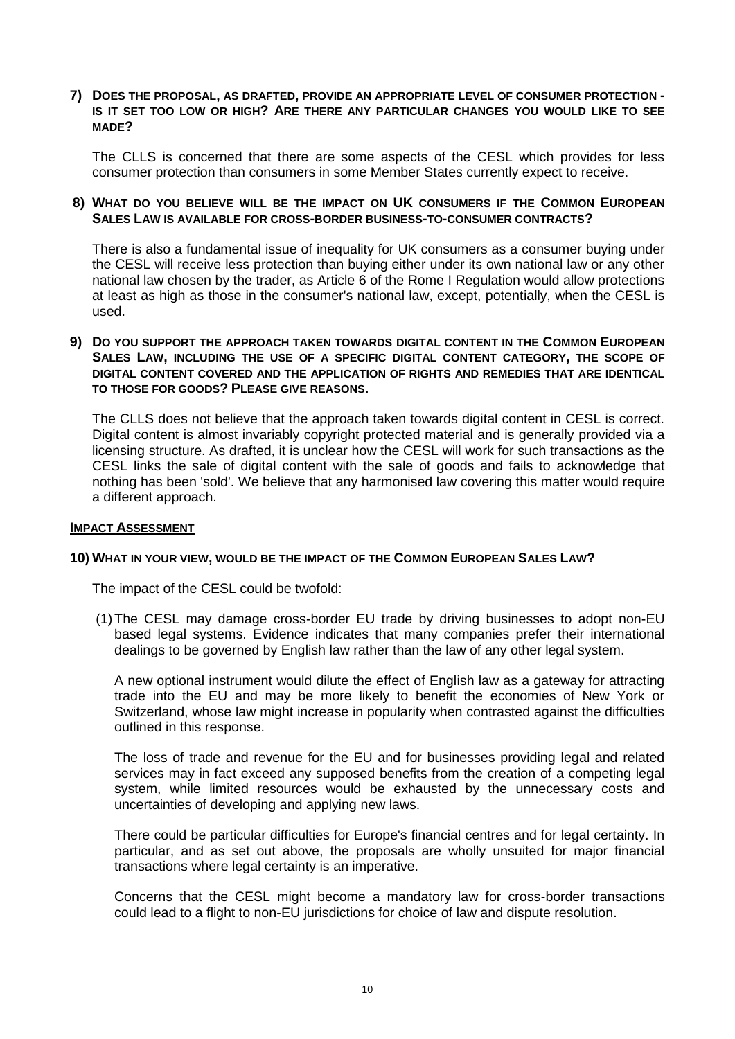**7) DOES THE PROPOSAL, AS DRAFTED, PROVIDE AN APPROPRIATE LEVEL OF CONSUMER PROTECTION - IS IT SET TOO LOW OR HIGH? ARE THERE ANY PARTICULAR CHANGES YOU WOULD LIKE TO SEE MADE?**

The CLLS is concerned that there are some aspects of the CESL which provides for less consumer protection than consumers in some Member States currently expect to receive.

**8) WHAT DO YOU BELIEVE WILL BE THE IMPACT ON UK CONSUMERS IF THE COMMON EUROPEAN SALES LAW IS AVAILABLE FOR CROSS-BORDER BUSINESS-TO-CONSUMER CONTRACTS?**

There is also a fundamental issue of inequality for UK consumers as a consumer buying under the CESL will receive less protection than buying either under its own national law or any other national law chosen by the trader, as Article 6 of the Rome I Regulation would allow protections at least as high as those in the consumer's national law, except, potentially, when the CESL is used.

**9) DO YOU SUPPORT THE APPROACH TAKEN TOWARDS DIGITAL CONTENT IN THE COMMON EUROPEAN SALES LAW, INCLUDING THE USE OF A SPECIFIC DIGITAL CONTENT CATEGORY, THE SCOPE OF DIGITAL CONTENT COVERED AND THE APPLICATION OF RIGHTS AND REMEDIES THAT ARE IDENTICAL TO THOSE FOR GOODS? PLEASE GIVE REASONS.**

The CLLS does not believe that the approach taken towards digital content in CESL is correct. Digital content is almost invariably copyright protected material and is generally provided via a licensing structure. As drafted, it is unclear how the CESL will work for such transactions as the CESL links the sale of digital content with the sale of goods and fails to acknowledge that nothing has been 'sold'. We believe that any harmonised law covering this matter would require a different approach.

## IMPACT ASSESSMENT

**10) WHAT IN YOUR VIEW, WOULD BE THE IMPACT OF THE COMMON EUROPEAN SALES LAW?**

The impact of the CESL could be twofold:

(1) The CESL may damage cross-border EU trade by driving businesses to adopt non-EU based legal systems. Evidence indicates that many companies prefer their international dealings to be governed by English law rather than the law of any other legal system.

A new optional instrument would dilute the effect of English law as a gateway for attracting trade into the EU and may be more likely to benefit the economies of New York or Switzerland, whose law might increase in popularity when contrasted against the difficulties outlined in this response.

The loss of trade and revenue for the EU and for businesses providing legal and related services may in fact exceed any supposed benefits from the creation of a competing legal system, while limited resources would be exhausted by the unnecessary costs and uncertainties of developing and applying new laws.

There could be particular difficulties for Europe's financial centres and for legal certainty. In particular, and as set out above, the proposals are wholly unsuited for major financial transactions where legal certainty is an imperative.

Concerns that the CESL might become a mandatory law for cross-border transactions could lead to a flight to non-EU jurisdictions for choice of law and dispute resolution.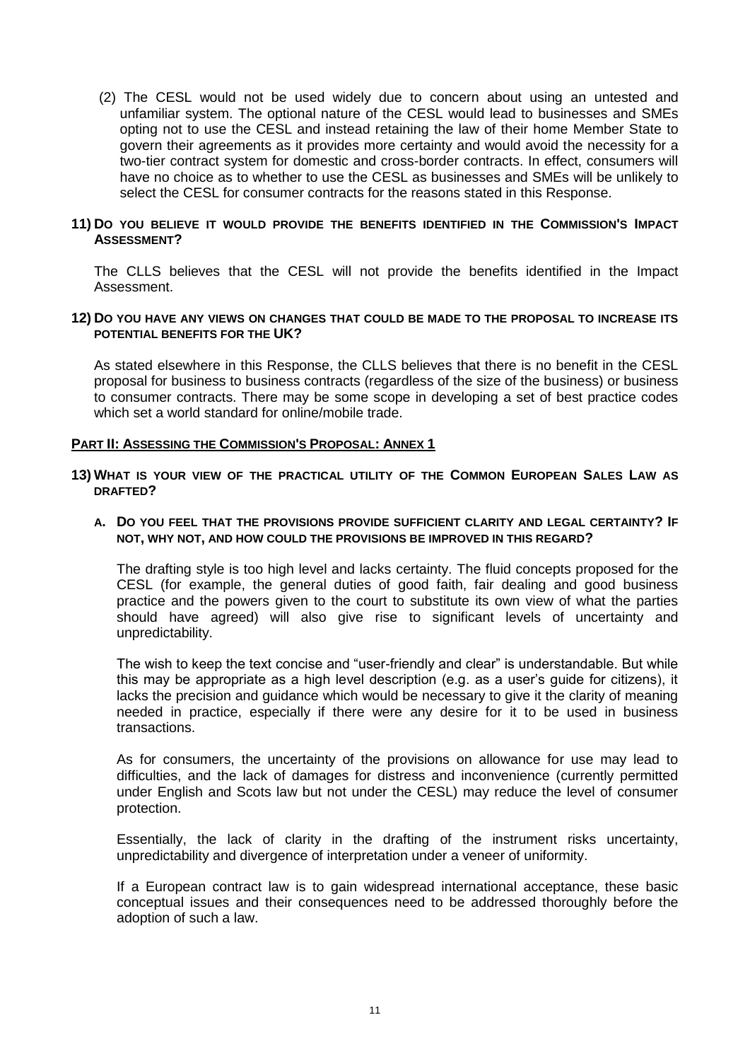(2) The CESL would not be used widely due to concern about using an untested and unfamiliar system. The optional nature of the CESL would lead to businesses and SMEs opting not to use the CESL and instead retaining the law of their home Member State to govern their agreements as it provides more certainty and would avoid the necessity for a two-tier contract system for domestic and cross-border contracts. In effect, consumers will have no choice as to whether to use the CESL as businesses and SMEs will be unlikely to select the CESL for consumer contracts for the reasons stated in this Response.

**11) DO YOU BELIEVE IT WOULD PROVIDE THE BENEFITS IDENTIFIED IN THE COMMISSION'S IMPACT ASSESSMENT?**

The CLLS believes that the CESL will not provide the benefits identified in the Impact Assessment.

**12) DO YOU HAVE ANY VIEWS ON CHANGES THAT COULD BE MADE TO THE PROPOSAL TO INCREASE ITS POTENTIAL BENEFITS FOR THE UK?**

As stated elsewhere in this Response, the CLLS believes that there is no benefit in the CESL proposal for business to business contracts (regardless of the size of the business) or business to consumer contracts. There may be some scope in developing a set of best practice codes which set a world standard for online/mobile trade.

**PART II: ASSESSING THE COMMISSION'S PROPOSAL: ANNEX 1**

**13) WHAT IS YOUR VIEW OF THE PRACTICAL UTILITY OF THE COMMON EUROPEAN SALES LAW AS DRAFTED?**

**A. DO YOU FEEL THAT THE PROVISIONS PROVIDE SUFFICIENT CLARITY AND LEGAL CERTAINTY? IF NOT, WHY NOT, AND HOW COULD THE PROVISIONS BE IMPROVED IN THIS REGARD?**

The drafting style is too high level and lacks certainty. The fluid concepts proposed for the CESL (for example, the general duties of good faith, fair dealing and good business practice and the powers given to the court to substitute its own view of what the parties should have agreed) will also give rise to significant levels of uncertainty and unpredictability.

The wish to keep the text concise and "user-friendly and clear" is understandable. But while this may be appropriate as a high level description (e.g. as a user's guide for citizens), it lacks the precision and guidance which would be necessary to give it the clarity of meaning needed in practice, especially if there were any desire for it to be used in business transactions.

As for consumers, the uncertainty of the provisions on allowance for use may lead to difficulties, and the lack of damages for distress and inconvenience (currently permitted under English and Scots law but not under the CESL) may reduce the level of consumer protection.

Essentially, the lack of clarity in the drafting of the instrument risks uncertainty, unpredictability and divergence of interpretation under a veneer of uniformity.

If a European contract law is to gain widespread international acceptance, these basic conceptual issues and their consequences need to be addressed thoroughly before the adoption of such a law.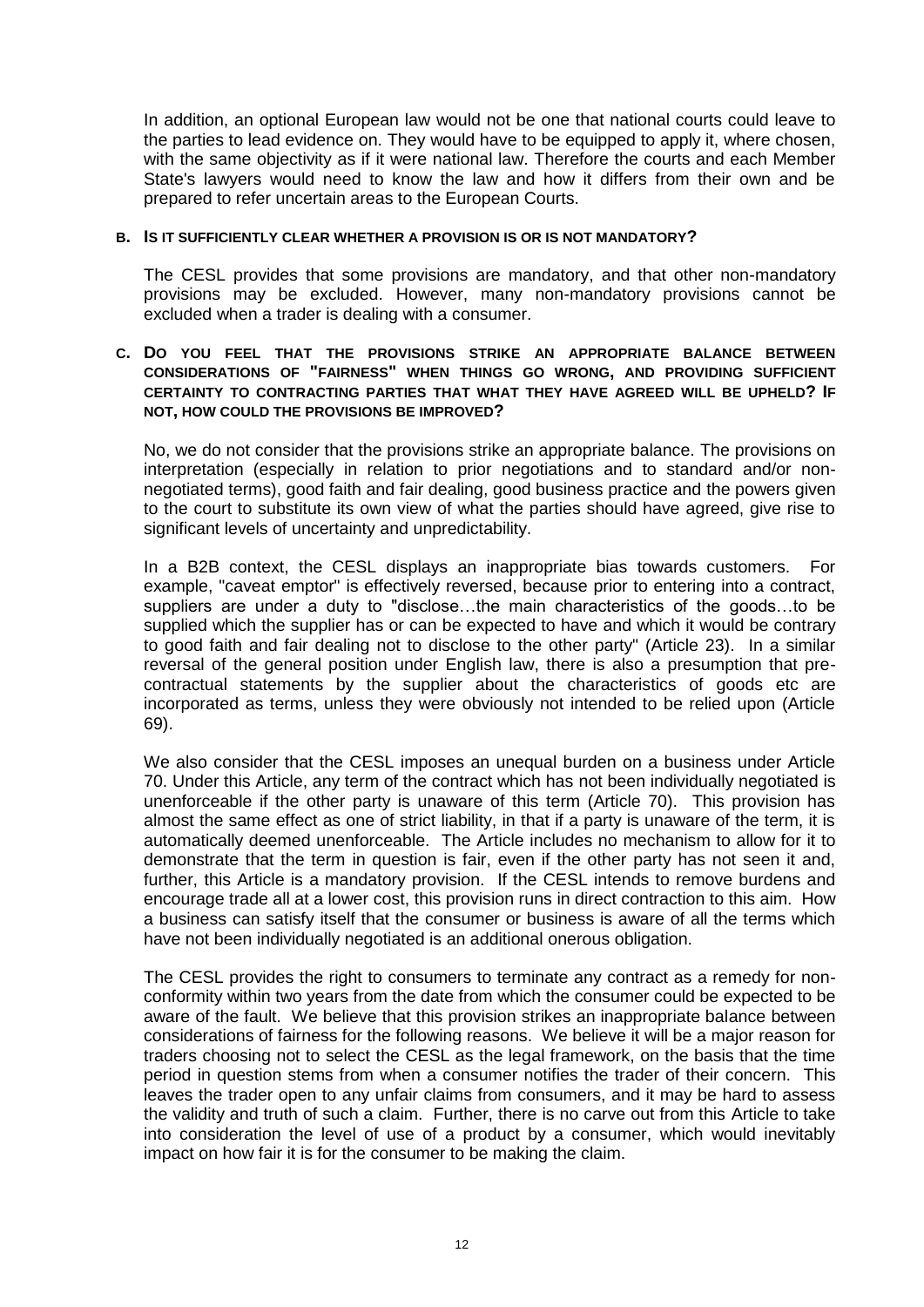In addition, an optional European law would not be one that national courts could leave to the parties to lead evidence on. They would have to be equipped to apply it, where chosen, with the same objectivity as if it were national law. Therefore the courts and each Member State's lawyers would need to know the law and how it differs from their own and be prepared to refer uncertain areas to the European Courts.

#### B. IS IT SUFFICIENTLY CLEAR WHETHER A PROVISION IS OR IS NOT MANDATORY?

The CESL provides that some provisions are mandatory, and that other non-mandatory provisions may be excluded. However, many non-mandatory provisions cannot be excluded when a trader is dealing with a consumer.

#### C. DO YOU FEEL THAT THE PROVISIONS STRIKE AN APPROPRIATE BALANCE BETWEEN CONSIDERATIONS OF "FAIRNESS" WHEN THINGS GO WRONG, AND PROVIDING SUFFICIENT CERTAINTY TO CONTRACTING PARTIES THAT WHAT THEY HAVE AGREED WILL BE UPHELD? IF NOT, HOW COULD THE PROVISIONS BE IMPROVED?

No, we do not consider that the provisions strike an appropriate balance. The provisions on interpretation (especially in relation to prior negotiations and to standard and/or non-negotiated terms), good faith and fair dealing, good business practice and the powers given to the court to substitute its own view of what the parties should have agreed, give rise to significant levels of uncertainty and unpredictability.

In a B2B context, the CESL displays an inappropriate bias towards customers. For example, "caveat emptor" is effectively reversed, because prior to entering into a contract, suppliers are under a duty to "disclose…the main characteristics of the goods…to be supplied which the supplier has or can be expected to have and which it would be contrary to good faith and fair dealing not to disclose to the other party" (Article 23). In a similar reversal of the general position under English law, there is also a presumption that pre-contractual statements by the supplier about the characteristics of goods etc are incorporated as terms, unless they were obviously not intended to be relied upon (Article 69).

We also consider that the CESL imposes an unequal burden on a business under Article 70. Under this Article, any term of the contract which has not been individually negotiated is unenforceable if the other party is unaware of this term (Article 70). This provision has almost the same effect as one of strict liability, in that if a party is unaware of the term, it is automatically deemed unenforceable. The Article includes no mechanism to allow for it to demonstrate that the term in question is fair, even if the other party has not seen it and, further, this Article is a mandatory provision. If the CESL intends to remove burdens and encourage trade all at a lower cost, this provision runs in direct contraction to this aim. How a business can satisfy itself that the consumer or business is aware of all the terms which have not been individually negotiated is an additional onerous obligation.

The CESL provides the right to consumers to terminate any contract as a remedy for non-conformity within two years from the date from which the consumer could be expected to be aware of the fault. We believe that this provision strikes an inappropriate balance between considerations of fairness for the following reasons. We believe it will be a major reason for traders choosing not to select the CESL as the legal framework, on the basis that the time period in question stems from when a consumer notifies the trader of their concern. This leaves the trader open to any unfair claims from consumers, and it may be hard to assess the validity and truth of such a claim. Further, there is no carve out from this Article to take into consideration the level of use of a product by a consumer, which would inevitably impact on how fair it is for the consumer to be making the claim.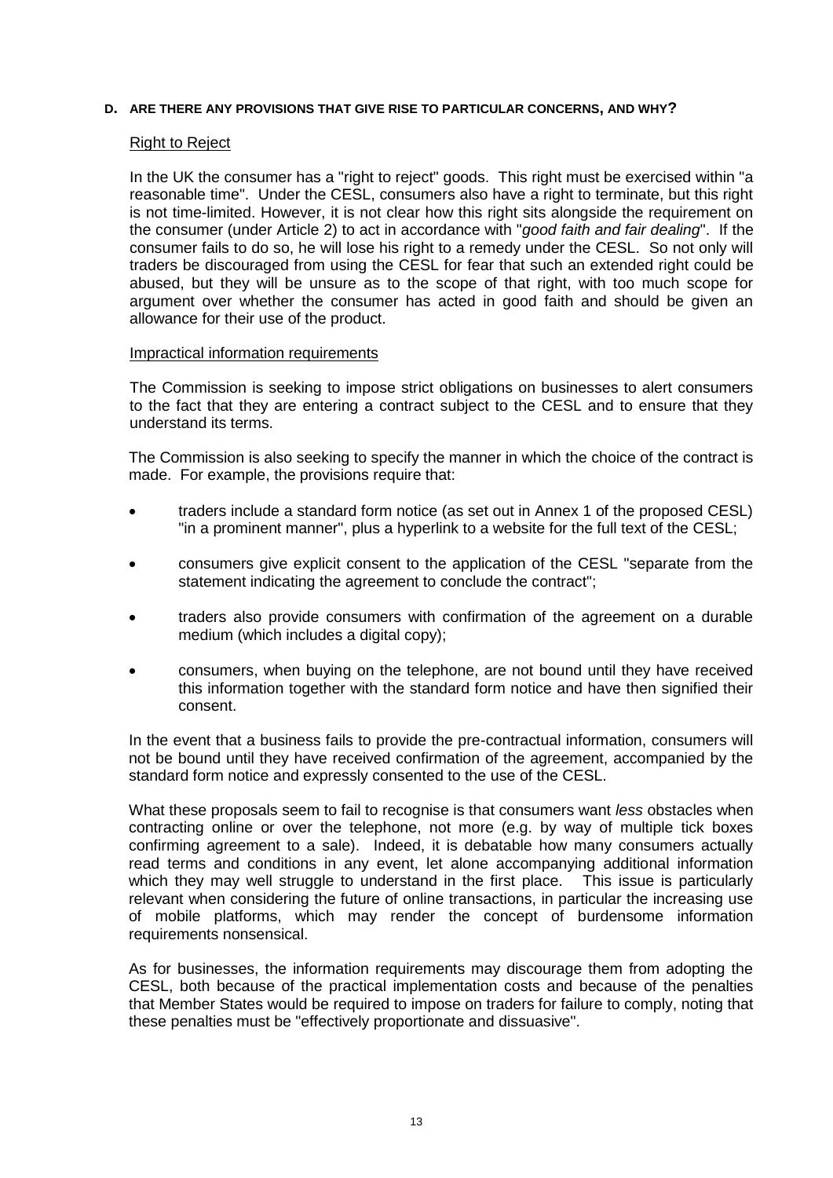## D. ARE THERE ANY PROVISIONS THAT GIVE RISE TO PARTICULAR CONCERNS, AND WHY?

Right to Reject

In the UK the consumer has a "right to reject" goods. This right must be exercised within "a reasonable time". Under the CESL, consumers also have a right to terminate, but this right is not time-limited. However, it is not clear how this right sits alongside the requirement on the consumer (under Article 2) to act in accordance with "*good faith and fair dealing*". If the consumer fails to do so, he will lose his right to a remedy under the CESL. So not only will traders be discouraged from using the CESL for fear that such an extended right could be abused, but they will be unsure as to the scope of that right, with too much scope for argument over whether the consumer has acted in good faith and should be given an allowance for their use of the product.

Impractical information requirements

The Commission is seeking to impose strict obligations on businesses to alert consumers to the fact that they are entering a contract subject to the CESL and to ensure that they understand its terms.

The Commission is also seeking to specify the manner in which the choice of the contract is made. For example, the provisions require that:

- traders include a standard form notice (as set out in Annex 1 of the proposed CESL) "in a prominent manner", plus a hyperlink to a website for the full text of the CESL;
- consumers give explicit consent to the application of the CESL "separate from the statement indicating the agreement to conclude the contract";
- traders also provide consumers with confirmation of the agreement on a durable medium (which includes a digital copy);
- consumers, when buying on the telephone, are not bound until they have received this information together with the standard form notice and have then signified their consent.

In the event that a business fails to provide the pre-contractual information, consumers will not be bound until they have received confirmation of the agreement, accompanied by the standard form notice and expressly consented to the use of the CESL.

What these proposals seem to fail to recognise is that consumers want *less* obstacles when contracting online or over the telephone, not more (e.g. by way of multiple tick boxes confirming agreement to a sale). Indeed, it is debatable how many consumers actually read terms and conditions in any event, let alone accompanying additional information which they may well struggle to understand in the first place. This issue is particularly relevant when considering the future of online transactions, in particular the increasing use of mobile platforms, which may render the concept of burdensome information requirements nonsensical.

As for businesses, the information requirements may discourage them from adopting the CESL, both because of the practical implementation costs and because of the penalties that Member States would be required to impose on traders for failure to comply, noting that these penalties must be "effectively proportionate and dissuasive".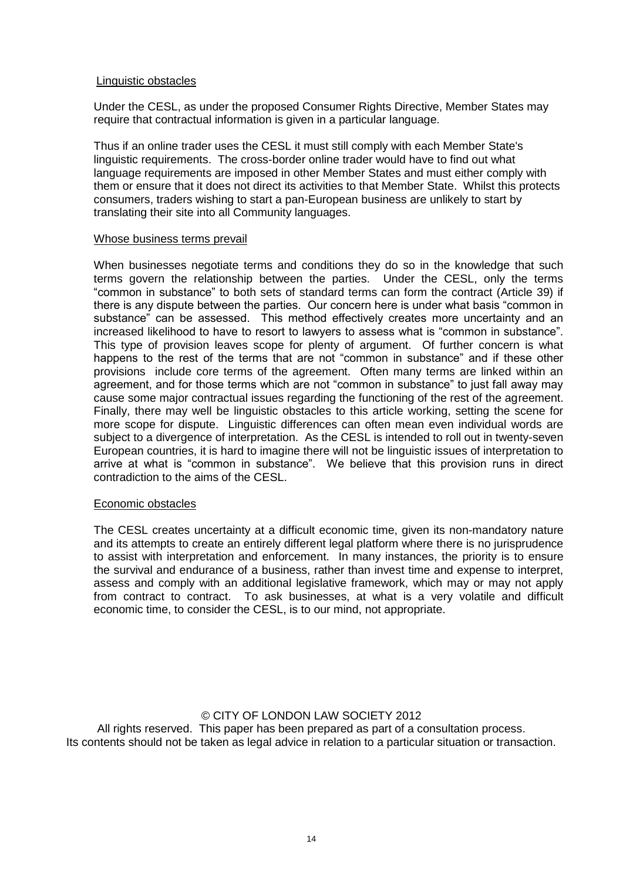Linguistic obstacles

Under the CESL, as under the proposed Consumer Rights Directive, Member States may require that contractual information is given in a particular language.

Thus if an online trader uses the CESL it must still comply with each Member State's linguistic requirements. The cross-border online trader would have to find out what language requirements are imposed in other Member States and must either comply with them or ensure that it does not direct its activities to that Member State. Whilst this protects consumers, traders wishing to start a pan-European business are unlikely to start by translating their site into all Community languages.

Whose business terms prevail

When businesses negotiate terms and conditions they do so in the knowledge that such terms govern the relationship between the parties. Under the CESL, only the terms "common in substance" to both sets of standard terms can form the contract (Article 39) if there is any dispute between the parties. Our concern here is under what basis "common in substance" can be assessed. This method effectively creates more uncertainty and an increased likelihood to have to resort to lawyers to assess what is "common in substance". This type of provision leaves scope for plenty of argument. Of further concern is what happens to the rest of the terms that are not "common in substance" and if these other provisions include core terms of the agreement. Often many terms are linked within an agreement, and for those terms which are not "common in substance" to just fall away may cause some major contractual issues regarding the functioning of the rest of the agreement. Finally, there may well be linguistic obstacles to this article working, setting the scene for more scope for dispute. Linguistic differences can often mean even individual words are subject to a divergence of interpretation. As the CESL is intended to roll out in twenty-seven European countries, it is hard to imagine there will not be linguistic issues of interpretation to arrive at what is "common in substance". We believe that this provision runs in direct contradiction to the aims of the CESL.

Economic obstacles

The CESL creates uncertainty at a difficult economic time, given its non-mandatory nature and its attempts to create an entirely different legal platform where there is no jurisprudence to assist with interpretation and enforcement. In many instances, the priority is to ensure the survival and endurance of a business, rather than invest time and expense to interpret, assess and comply with an additional legislative framework, which may or may not apply from contract to contract. To ask businesses, at what is a very volatile and difficult economic time, to consider the CESL, is to our mind, not appropriate.

© CITY OF LONDON LAW SOCIETY 2012
All rights reserved. This paper has been prepared as part of a consultation process.
Its contents should not be taken as legal advice in relation to a particular situation or transaction.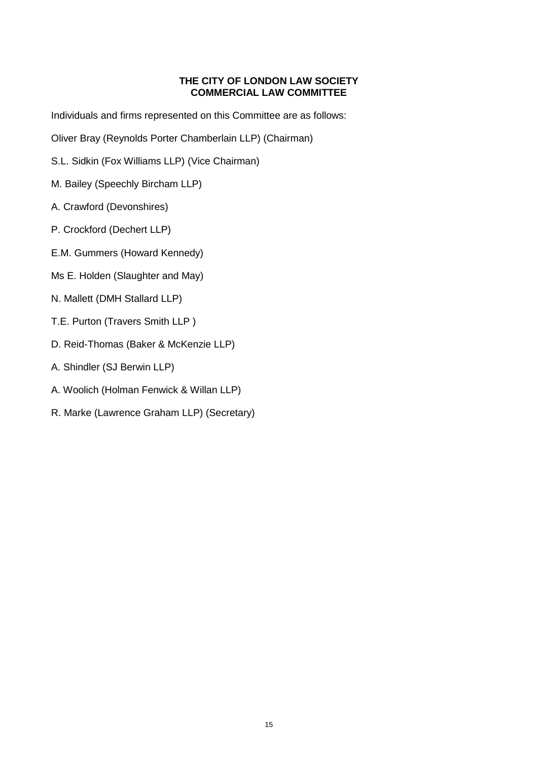**THE CITY OF LONDON LAW SOCIETY**
**COMMERCIAL LAW COMMITTEE**

Individuals and firms represented on this Committee are as follows:

Oliver Bray (Reynolds Porter Chamberlain LLP) (Chairman)

S.L. Sidkin (Fox Williams LLP) (Vice Chairman)

M. Bailey (Speechly Bircham LLP)

A. Crawford (Devonshires)

P. Crockford (Dechert LLP)

E.M. Gummers (Howard Kennedy)

Ms E. Holden (Slaughter and May)

N. Mallett (DMH Stallard LLP)

T.E. Purton (Travers Smith LLP )

D. Reid-Thomas (Baker & McKenzie LLP)

A. Shindler (SJ Berwin LLP)

A. Woolich (Holman Fenwick & Willan LLP)

R. Marke (Lawrence Graham LLP) (Secretary)